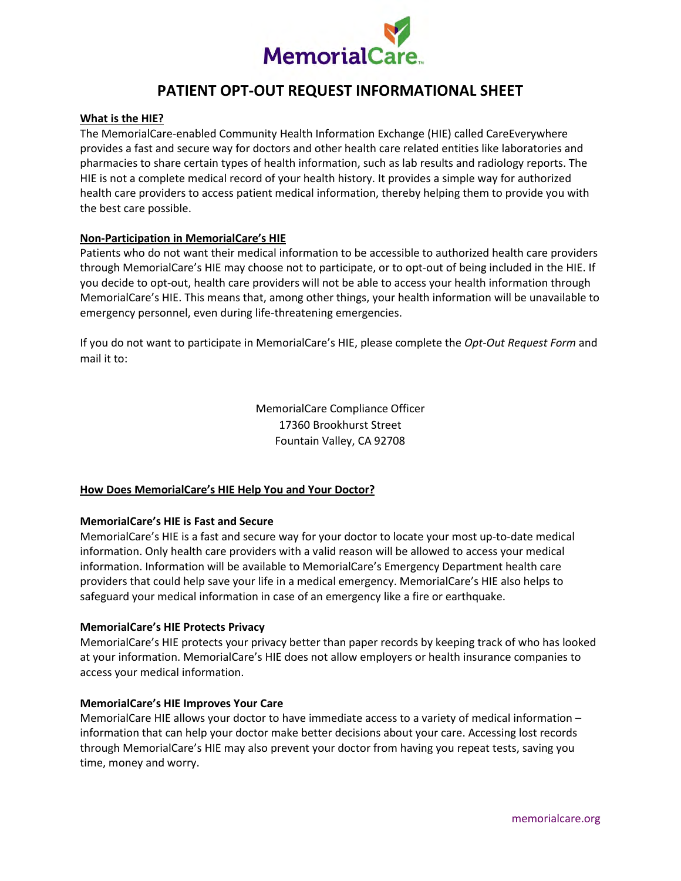MemorialCare

# PATIENT OPT-OUT REQUEST INFORMATIONAL SHEET

**What is the HIE?**

The MemorialCare-enabled Community Health Information Exchange (HIE) called CareEverywhere provides a fast and secure way for doctors and other health care related entities like laboratories and pharmacies to share certain types of health information, such as lab results and radiology reports. The HIE is not a complete medical record of your health history. It provides a simple way for authorized health care providers to access patient medical information, thereby helping them to provide you with the best care possible.

**Non-Participation in MemorialCare's HIE**

Patients who do not want their medical information to be accessible to authorized health care providers through MemorialCare's HIE may choose not to participate, or to opt-out of being included in the HIE. If you decide to opt-out, health care providers will not be able to access your health information through MemorialCare's HIE. This means that, among other things, your health information will be unavailable to emergency personnel, even during life-threatening emergencies.

If you do not want to participate in MemorialCare's HIE, please complete the *Opt-Out Request Form* and mail it to:

MemorialCare Compliance Officer
17360 Brookhurst Street
Fountain Valley, CA 92708

**How Does MemorialCare's HIE Help You and Your Doctor?**

**MemorialCare's HIE is Fast and Secure**

MemorialCare's HIE is a fast and secure way for your doctor to locate your most up-to-date medical information. Only health care providers with a valid reason will be allowed to access your medical information. Information will be available to MemorialCare's Emergency Department health care providers that could help save your life in a medical emergency. MemorialCare's HIE also helps to safeguard your medical information in case of an emergency like a fire or earthquake.

**MemorialCare's HIE Protects Privacy**

MemorialCare's HIE protects your privacy better than paper records by keeping track of who has looked at your information. MemorialCare's HIE does not allow employers or health insurance companies to access your medical information.

**MemorialCare's HIE Improves Your Care**

MemorialCare HIE allows your doctor to have immediate access to a variety of medical information – information that can help your doctor make better decisions about your care. Accessing lost records through MemorialCare's HIE may also prevent your doctor from having you repeat tests, saving you time, money and worry.

memorialcare.org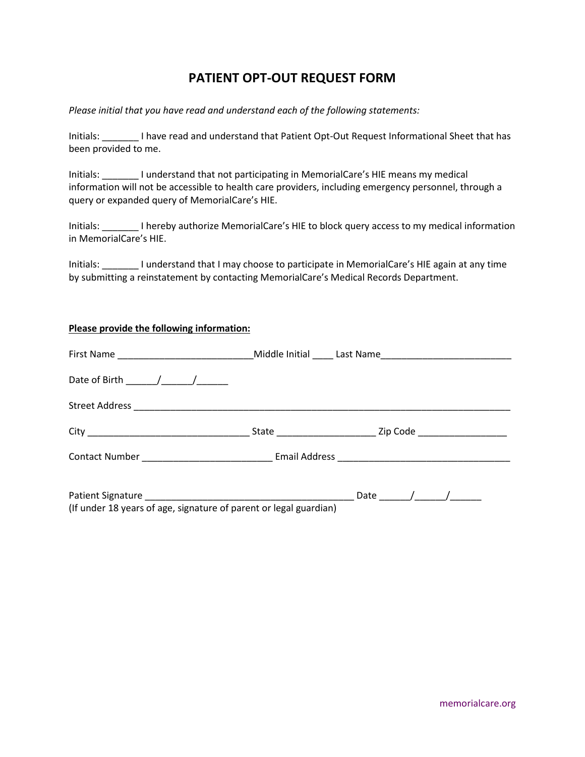# PATIENT OPT-OUT REQUEST FORM

*Please initial that you have read and understand each of the following statements:*

Initials: _______ I have read and understand that Patient Opt-Out Request Informational Sheet that has been provided to me.

Initials: _______ I understand that not participating in MemorialCare's HIE means my medical information will not be accessible to health care providers, including emergency personnel, through a query or expanded query of MemorialCare's HIE.

Initials: _______ I hereby authorize MemorialCare's HIE to block query access to my medical information in MemorialCare's HIE.

Initials: _______ I understand that I may choose to participate in MemorialCare's HIE again at any time by submitting a reinstatement by contacting MemorialCare's Medical Records Department.

**Please provide the following information:**

First Name __________________________Middle Initial ____ Last Name________________________

Date of Birth ______/______/______

Street Address ___________________________________________________________________________

City _______________________________ State __________________ Zip Code _________________

Contact Number ________________________ Email Address _________________________________

Patient Signature ________________________________________ Date ______/______/______
(If under 18 years of age, signature of parent or legal guardian)

memorialcare.org